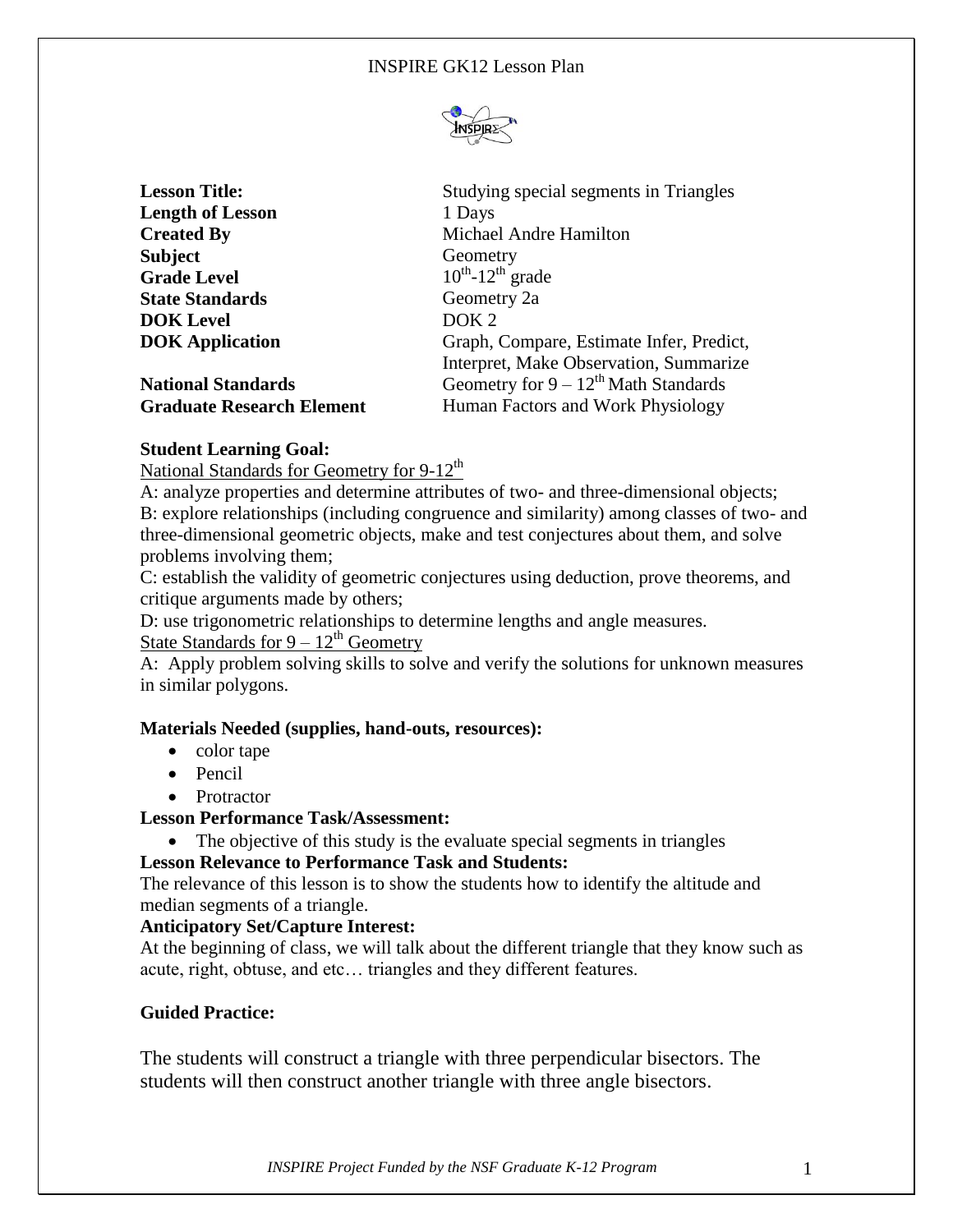INSPIRE GK12 Lesson Plan

| | |
|---|---|
| **Lesson Title:** | Studying special segments in Triangles |
| **Length of Lesson** | 1 Days |
| **Created By** | Michael Andre Hamilton |
| **Subject** | Geometry |
| **Grade Level** | $10^{th}$-$12^{th}$ grade |
| **State Standards** | Geometry 2a |
| **DOK Level** | DOK 2 |
| **DOK Application** | Graph, Compare, Estimate Infer, Predict, Interpret, Make Observation, Summarize |
| **National Standards** | Geometry for $9 – 12^{th}$ Math Standards |
| **Graduate Research Element** | Human Factors and Work Physiology |

**Student Learning Goal:**

National Standards for Geometry for 9-$12^{th}$

A: analyze properties and determine attributes of two- and three-dimensional objects;
B: explore relationships (including congruence and similarity) among classes of two- and three-dimensional geometric objects, make and test conjectures about them, and solve problems involving them;
C: establish the validity of geometric conjectures using deduction, prove theorems, and critique arguments made by others;
D: use trigonometric relationships to determine lengths and angle measures.

State Standards for $9 – 12^{th}$ Geometry

A: Apply problem solving skills to solve and verify the solutions for unknown measures in similar polygons.

**Materials Needed (supplies, hand-outs, resources):**

- color tape
- Pencil
- Protractor

**Lesson Performance Task/Assessment:**

- The objective of this study is the evaluate special segments in triangles

**Lesson Relevance to Performance Task and Students:**

The relevance of this lesson is to show the students how to identify the altitude and median segments of a triangle.

**Anticipatory Set/Capture Interest:**

At the beginning of class, we will talk about the different triangle that they know such as acute, right, obtuse, and etc… triangles and they different features.

**Guided Practice:**

The students will construct a triangle with three perpendicular bisectors. The students will then construct another triangle with three angle bisectors.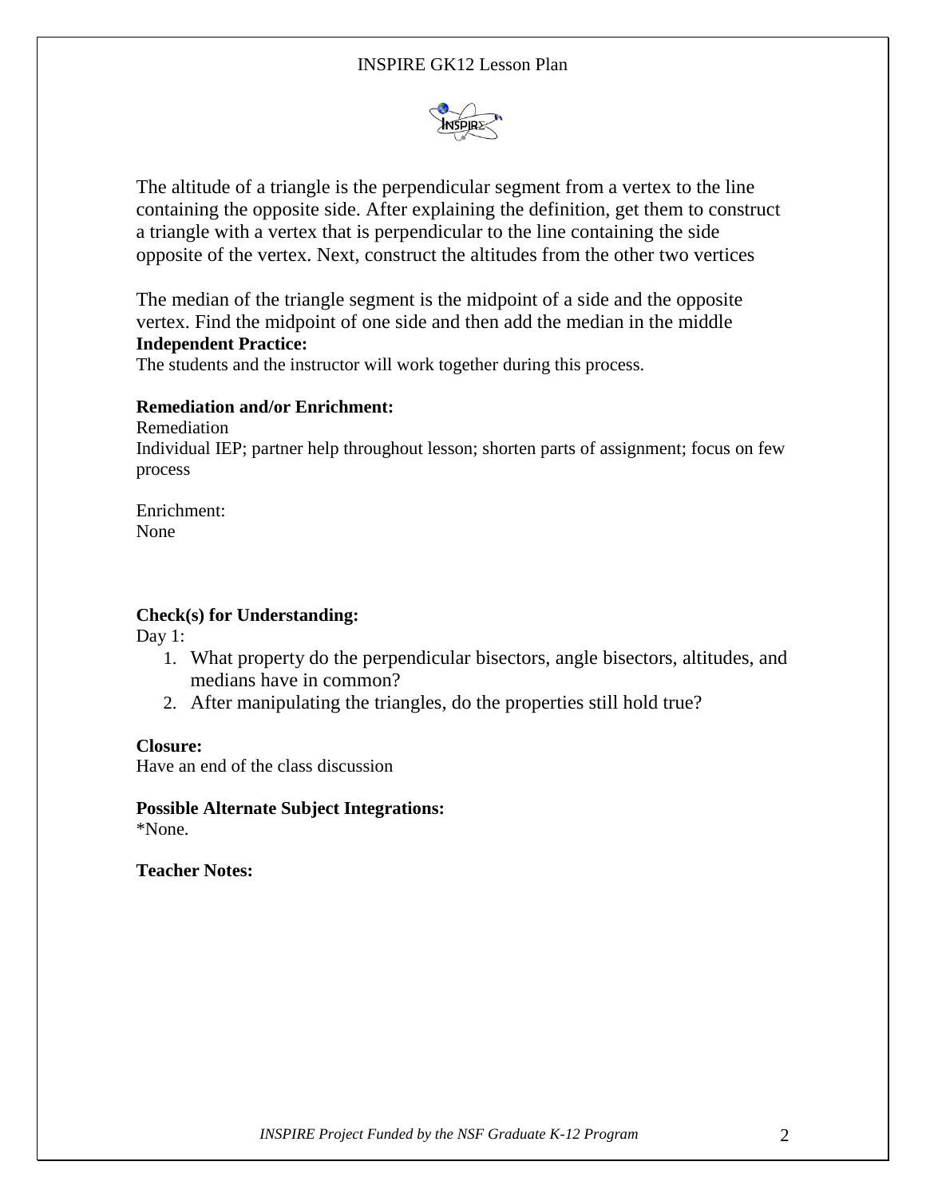The altitude of a triangle is the perpendicular segment from a vertex to the line containing the opposite side. After explaining the definition, get them to construct a triangle with a vertex that is perpendicular to the line containing the side opposite of the vertex. Next, construct the altitudes from the other two vertices

The median of the triangle segment is the midpoint of a side and the opposite vertex. Find the midpoint of one side and then add the median in the middle

**Independent Practice:**
The students and the instructor will work together during this process.

**Remediation and/or Enrichment:**
Remediation
Individual IEP; partner help throughout lesson; shorten parts of assignment; focus on few process

Enrichment:
None

**Check(s) for Understanding:**
Day 1:

1. What property do the perpendicular bisectors, angle bisectors, altitudes, and medians have in common?
2. After manipulating the triangles, do the properties still hold true?

**Closure:**
Have an end of the class discussion

**Possible Alternate Subject Integrations:**
*None.

**Teacher Notes:**